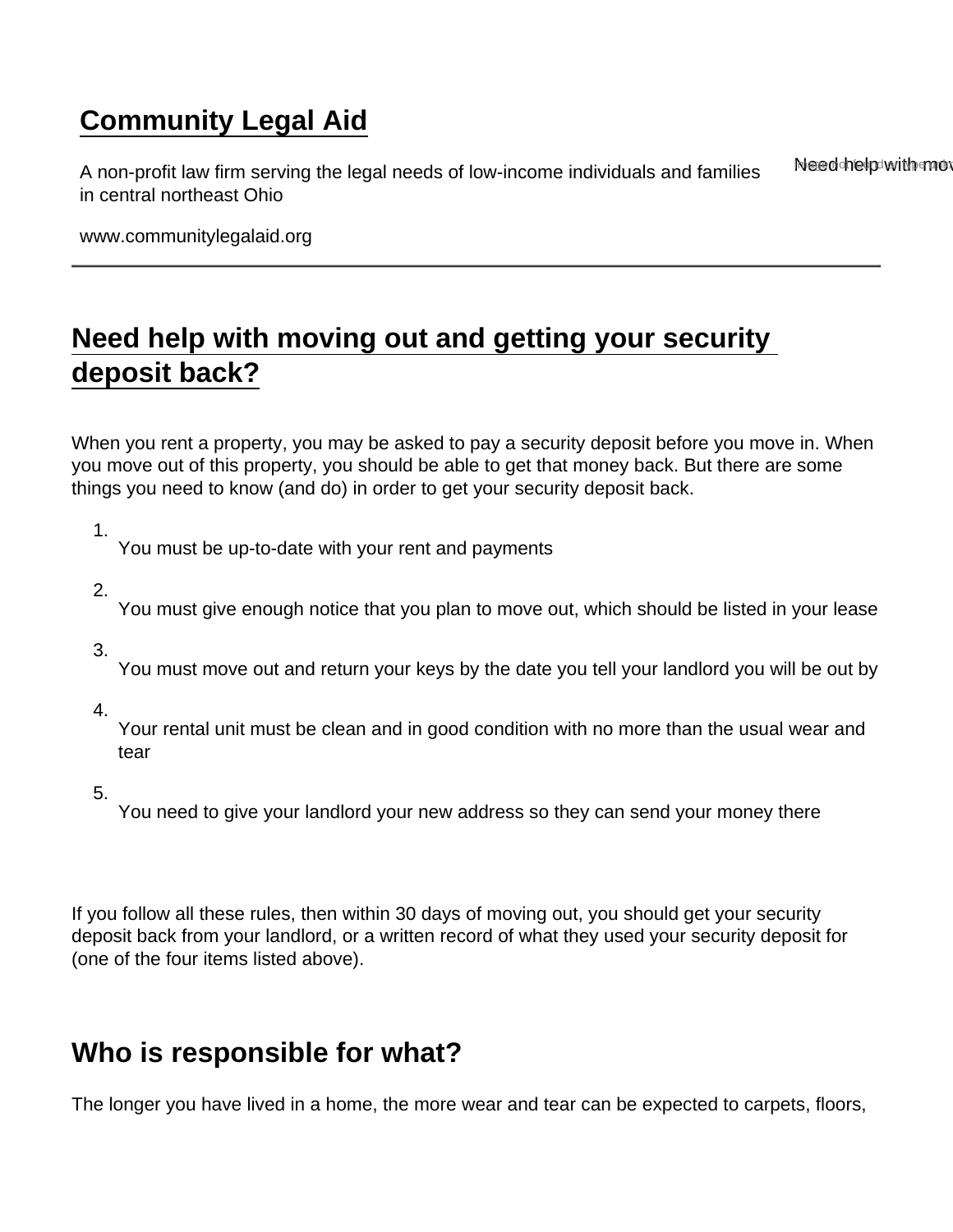# Community Legal Aid

A non-profit law firm serving the legal needs of low-income individuals and families in central northeast Ohio

www.communitylegalaid.org

---

## Need help with moving out and getting your security deposit back?

When you rent a property, you may be asked to pay a security deposit before you move in. When you move out of this property, you should be able to get that money back. But there are some things you need to know (and do) in order to get your security deposit back.

1. You must be up-to-date with your rent and payments
2. You must give enough notice that you plan to move out, which should be listed in your lease
3. You must move out and return your keys by the date you tell your landlord you will be out by
4. Your rental unit must be clean and in good condition with no more than the usual wear and tear
5. You need to give your landlord your new address so they can send your money there

If you follow all these rules, then within 30 days of moving out, you should get your security deposit back from your landlord, or a written record of what they used your security deposit for (one of the four items listed above).

## Who is responsible for what?

The longer you have lived in a home, the more wear and tear can be expected to carpets, floors,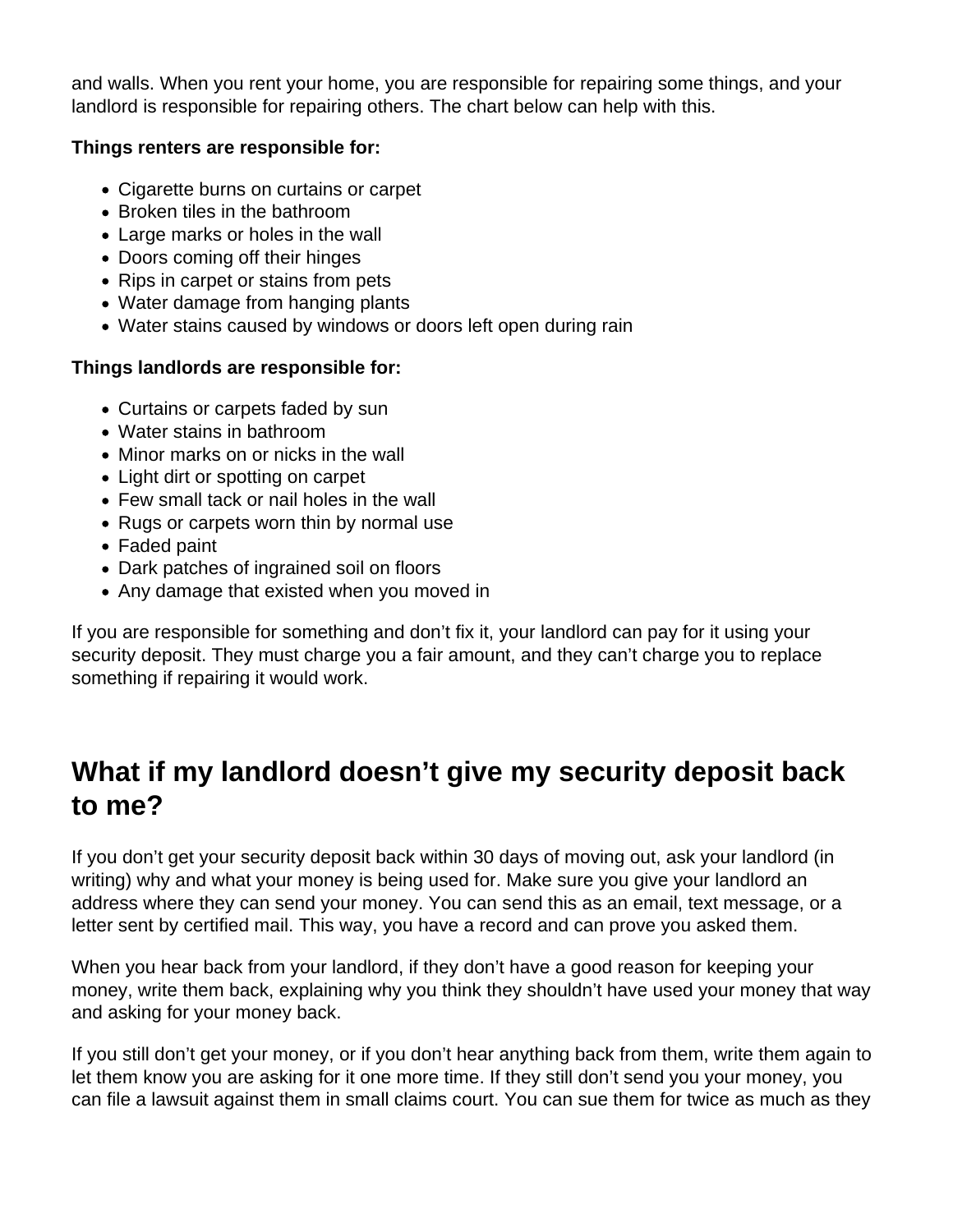and walls. When you rent your home, you are responsible for repairing some things, and your landlord is responsible for repairing others. The chart below can help with this.

**Things renters are responsible for:**

- Cigarette burns on curtains or carpet
- Broken tiles in the bathroom
- Large marks or holes in the wall
- Doors coming off their hinges
- Rips in carpet or stains from pets
- Water damage from hanging plants
- Water stains caused by windows or doors left open during rain

**Things landlords are responsible for:**

- Curtains or carpets faded by sun
- Water stains in bathroom
- Minor marks on or nicks in the wall
- Light dirt or spotting on carpet
- Few small tack or nail holes in the wall
- Rugs or carpets worn thin by normal use
- Faded paint
- Dark patches of ingrained soil on floors
- Any damage that existed when you moved in

If you are responsible for something and don't fix it, your landlord can pay for it using your security deposit. They must charge you a fair amount, and they can't charge you to replace something if repairing it would work.

## What if my landlord doesn't give my security deposit back to me?

If you don't get your security deposit back within 30 days of moving out, ask your landlord (in writing) why and what your money is being used for. Make sure you give your landlord an address where they can send your money. You can send this as an email, text message, or a letter sent by certified mail. This way, you have a record and can prove you asked them.

When you hear back from your landlord, if they don't have a good reason for keeping your money, write them back, explaining why you think they shouldn't have used your money that way and asking for your money back.

If you still don't get your money, or if you don't hear anything back from them, write them again to let them know you are asking for it one more time. If they still don't send you your money, you can file a lawsuit against them in small claims court. You can sue them for twice as much as they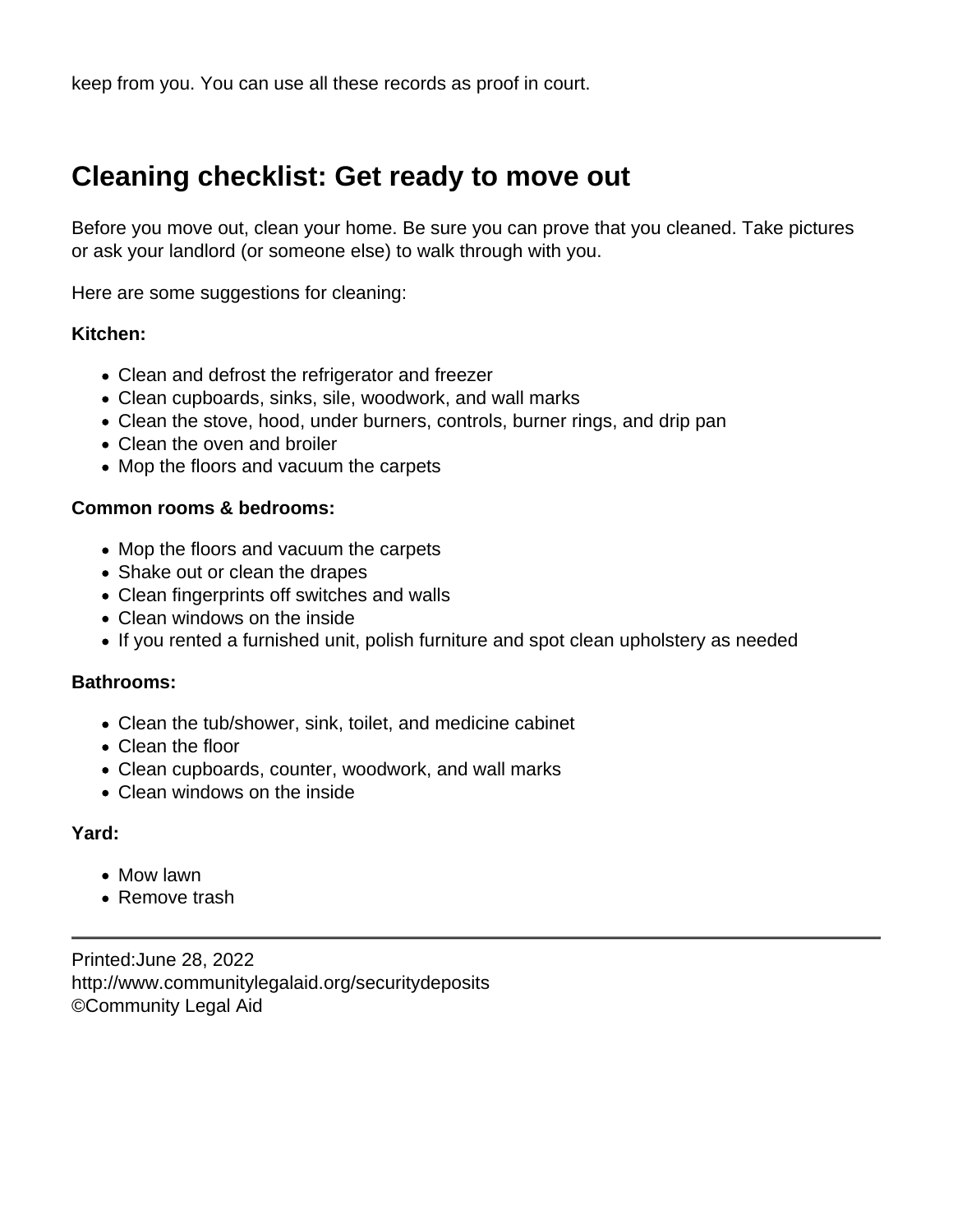keep from you. You can use all these records as proof in court.

## Cleaning checklist: Get ready to move out

Before you move out, clean your home. Be sure you can prove that you cleaned. Take pictures or ask your landlord (or someone else) to walk through with you.

Here are some suggestions for cleaning:

**Kitchen:**

- Clean and defrost the refrigerator and freezer
- Clean cupboards, sinks, sile, woodwork, and wall marks
- Clean the stove, hood, under burners, controls, burner rings, and drip pan
- Clean the oven and broiler
- Mop the floors and vacuum the carpets

**Common rooms & bedrooms:**

- Mop the floors and vacuum the carpets
- Shake out or clean the drapes
- Clean fingerprints off switches and walls
- Clean windows on the inside
- If you rented a furnished unit, polish furniture and spot clean upholstery as needed

**Bathrooms:**

- Clean the tub/shower, sink, toilet, and medicine cabinet
- Clean the floor
- Clean cupboards, counter, woodwork, and wall marks
- Clean windows on the inside

**Yard:**

- Mow lawn
- Remove trash

---

Printed:June 28, 2022
http://www.communitylegalaid.org/securitydeposits
©Community Legal Aid